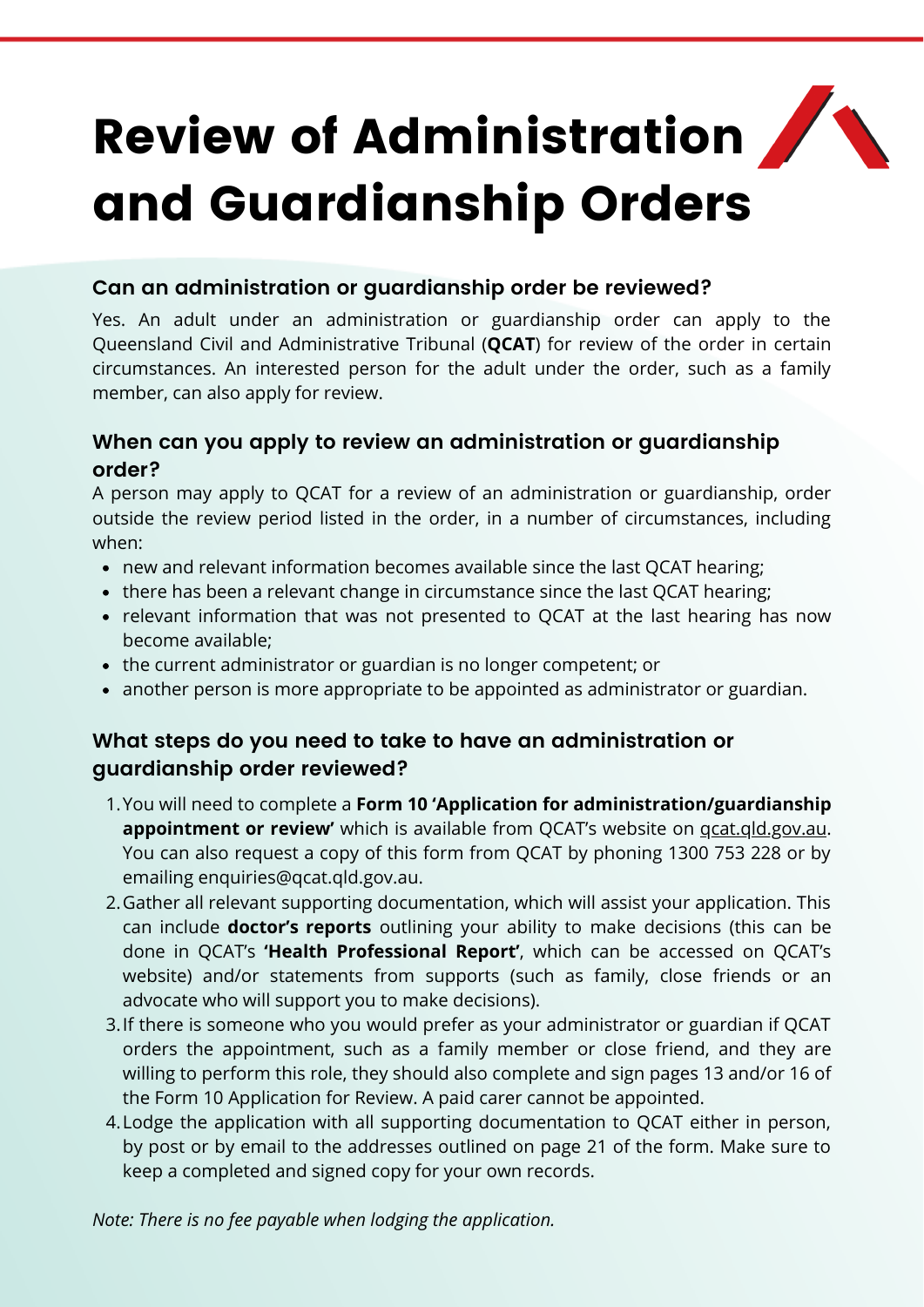# Review of Administration and Guardianship Orders

### Can an administration or guardianship order be reviewed?

Yes. An adult under an administration or guardianship order can apply to the Queensland Civil and Administrative Tribunal (**QCAT**) for review of the order in certain circumstances. An interested person for the adult under the order, such as a family member, can also apply for review.

### When can you apply to review an administration or guardianship order?

A person may apply to QCAT for a review of an administration or guardianship, order outside the review period listed in the order, in a number of circumstances, including when:

- new and relevant information becomes available since the last QCAT hearing;
- there has been a relevant change in circumstance since the last QCAT hearing;
- relevant information that was not presented to QCAT at the last hearing has now become available;
- the current administrator or guardian is no longer competent; or
- another person is more appropriate to be appointed as administrator or guardian.

### What steps do you need to take to have an administration or guardianship order reviewed?

1. You will need to complete a **Form 10 'Application for administration/guardianship appointment or review'** which is available from QCAT's website on qcat.qld.gov.au. You can also request a copy of this form from QCAT by phoning 1300 753 228 or by emailing enquiries@qcat.qld.gov.au.
2. Gather all relevant supporting documentation, which will assist your application. This can include **doctor's reports** outlining your ability to make decisions (this can be done in QCAT's **'Health Professional Report'**, which can be accessed on QCAT's website) and/or statements from supports (such as family, close friends or an advocate who will support you to make decisions).
3. If there is someone who you would prefer as your administrator or guardian if QCAT orders the appointment, such as a family member or close friend, and they are willing to perform this role, they should also complete and sign pages 13 and/or 16 of the Form 10 Application for Review. A paid carer cannot be appointed.
4. Lodge the application with all supporting documentation to QCAT either in person, by post or by email to the addresses outlined on page 21 of the form. Make sure to keep a completed and signed copy for your own records.

*Note: There is no fee payable when lodging the application.*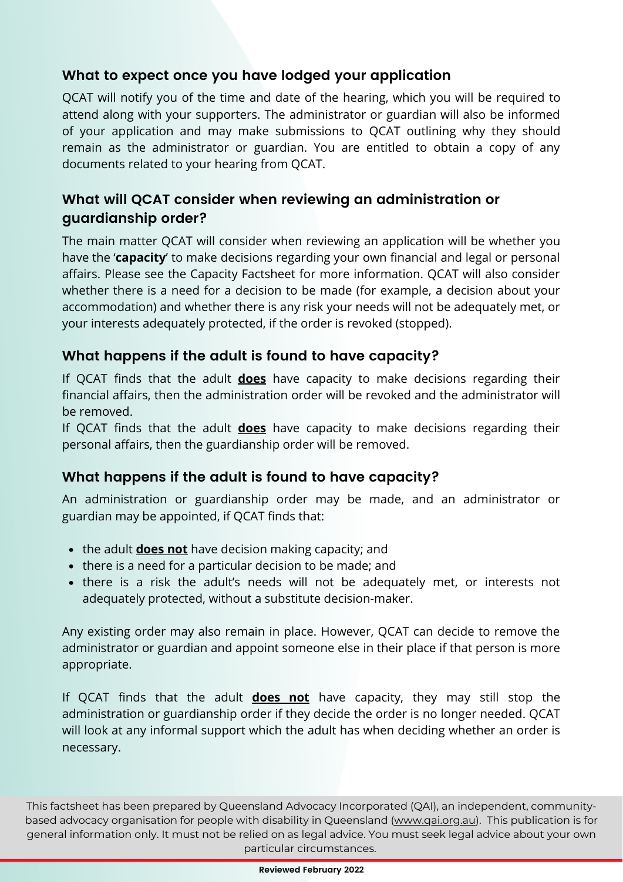### What to expect once you have lodged your application

QCAT will notify you of the time and date of the hearing, which you will be required to attend along with your supporters. The administrator or guardian will also be informed of your application and may make submissions to QCAT outlining why they should remain as the administrator or guardian. You are entitled to obtain a copy of any documents related to your hearing from QCAT.

### What will QCAT consider when reviewing an administration or guardianship order?

The main matter QCAT will consider when reviewing an application will be whether you have the '**capacity**' to make decisions regarding your own financial and legal or personal affairs. Please see the Capacity Factsheet for more information. QCAT will also consider whether there is a need for a decision to be made (for example, a decision about your accommodation) and whether there is any risk your needs will not be adequately met, or your interests adequately protected, if the order is revoked (stopped).

### What happens if the adult is found to have capacity?

If QCAT finds that the adult **does** have capacity to make decisions regarding their financial affairs, then the administration order will be revoked and the administrator will be removed.

If QCAT finds that the adult **does** have capacity to make decisions regarding their personal affairs, then the guardianship order will be removed.

### What happens if the adult is found to have capacity?

An administration or guardianship order may be made, and an administrator or guardian may be appointed, if QCAT finds that:

- the adult **does not** have decision making capacity; and
- there is a need for a particular decision to be made; and
- there is a risk the adult's needs will not be adequately met, or interests not adequately protected, without a substitute decision-maker.

Any existing order may also remain in place. However, QCAT can decide to remove the administrator or guardian and appoint someone else in their place if that person is more appropriate.

If QCAT finds that the adult **does not** have capacity, they may still stop the administration or guardianship order if they decide the order is no longer needed. QCAT will look at any informal support which the adult has when deciding whether an order is necessary.

This factsheet has been prepared by Queensland Advocacy Incorporated (QAI), an independent, community-based advocacy organisation for people with disability in Queensland (www.qai.org.au). This publication is for general information only. It must not be relied on as legal advice. You must seek legal advice about your own particular circumstances.

**Reviewed February 2022**